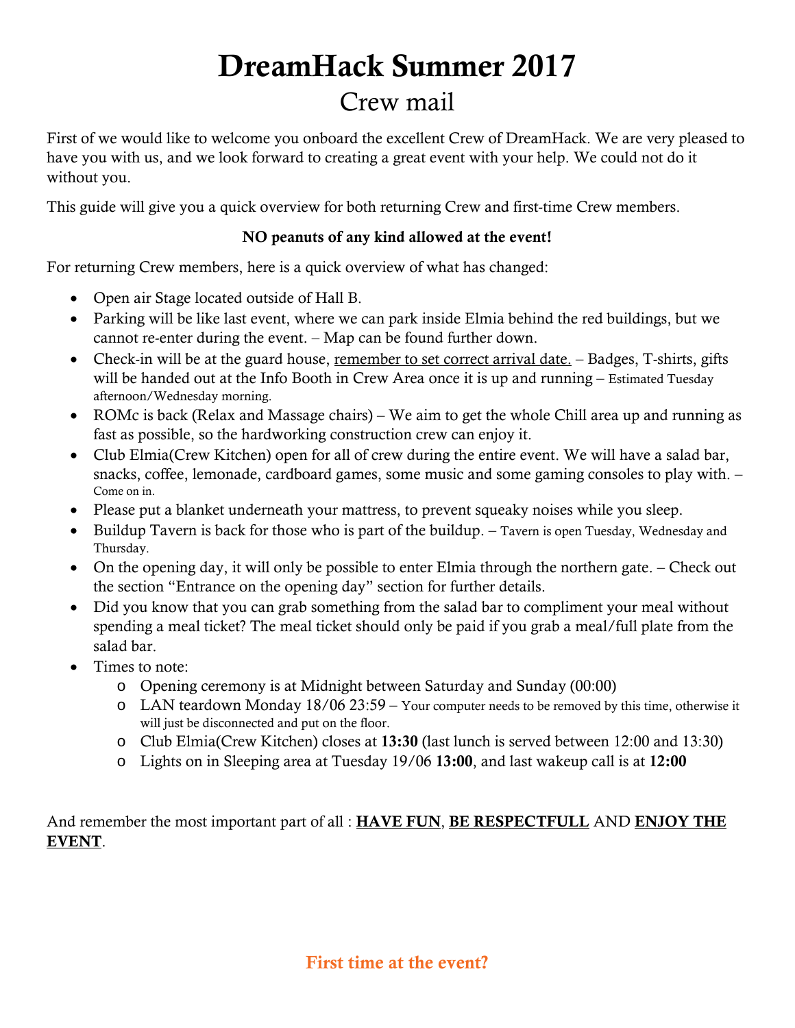# DreamHack Summer 2017

## Crew mail

First of we would like to welcome you onboard the excellent Crew of DreamHack. We are very pleased to have you with us, and we look forward to creating a great event with your help. We could not do it without you.

This guide will give you a quick overview for both returning Crew and first-time Crew members.

**NO peanuts of any kind allowed at the event!**

For returning Crew members, here is a quick overview of what has changed:

- Open air Stage located outside of Hall B.
- Parking will be like last event, where we can park inside Elmia behind the red buildings, but we cannot re-enter during the event. – Map can be found further down.
- Check-in will be at the guard house, <u>remember to set correct arrival date.</u> – Badges, T-shirts, gifts will be handed out at the Info Booth in Crew Area once it is up and running – Estimated Tuesday afternoon/Wednesday morning.
- ROMc is back (Relax and Massage chairs) – We aim to get the whole Chill area up and running as fast as possible, so the hardworking construction crew can enjoy it.
- Club Elmia(Crew Kitchen) open for all of crew during the entire event. We will have a salad bar, snacks, coffee, lemonade, cardboard games, some music and some gaming consoles to play with. – Come on in.
- Please put a blanket underneath your mattress, to prevent squeaky noises while you sleep.
- Buildup Tavern is back for those who is part of the buildup. – Tavern is open Tuesday, Wednesday and Thursday.
- On the opening day, it will only be possible to enter Elmia through the northern gate. – Check out the section "Entrance on the opening day" section for further details.
- Did you know that you can grab something from the salad bar to compliment your meal without spending a meal ticket? The meal ticket should only be paid if you grab a meal/full plate from the salad bar.
- Times to note:
  - Opening ceremony is at Midnight between Saturday and Sunday (00:00)
  - LAN teardown Monday 18/06 23:59 – Your computer needs to be removed by this time, otherwise it will just be disconnected and put on the floor.
  - Club Elmia(Crew Kitchen) closes at **13:30** (last lunch is served between 12:00 and 13:30)
  - Lights on in Sleeping area at Tuesday 19/06 **13:00**, and last wakeup call is at **12:00**

And remember the most important part of all : **<u>HAVE FUN</u>**, **<u>BE RESPECTFULL</u>** AND **<u>ENJOY THE EVENT</u>**.

## First time at the event?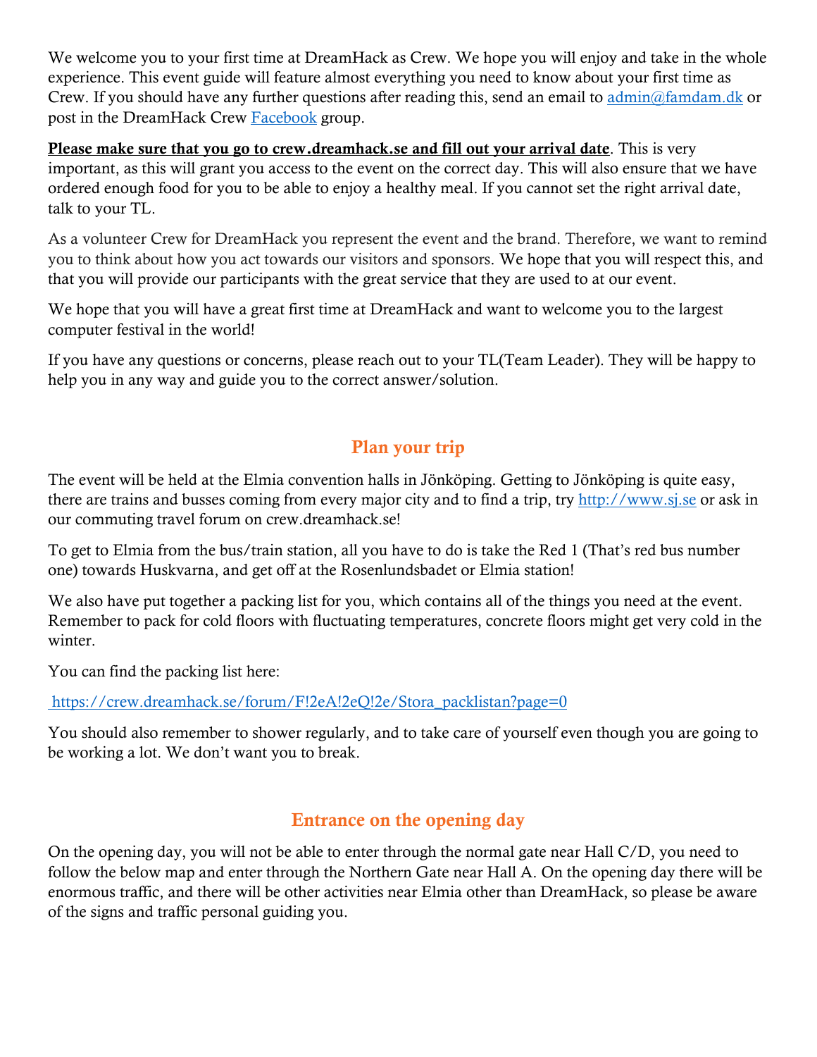We welcome you to your first time at DreamHack as Crew. We hope you will enjoy and take in the whole experience. This event guide will feature almost everything you need to know about your first time as Crew. If you should have any further questions after reading this, send an email to [admin@famdam.dk](mailto:admin@famdam.dk) or post in the DreamHack Crew [Facebook](#) group.

**Please make sure that you go to crew.dreamhack.se and fill out your arrival date**. This is very important, as this will grant you access to the event on the correct day. This will also ensure that we have ordered enough food for you to be able to enjoy a healthy meal. If you cannot set the right arrival date, talk to your TL.

As a volunteer Crew for DreamHack you represent the event and the brand. Therefore, we want to remind you to think about how you act towards our visitors and sponsors. We hope that you will respect this, and that you will provide our participants with the great service that they are used to at our event.

We hope that you will have a great first time at DreamHack and want to welcome you to the largest computer festival in the world!

If you have any questions or concerns, please reach out to your TL(Team Leader). They will be happy to help you in any way and guide you to the correct answer/solution.

## Plan your trip

The event will be held at the Elmia convention halls in Jönköping. Getting to Jönköping is quite easy, there are trains and busses coming from every major city and to find a trip, try [http://www.sj.se](http://www.sj.se) or ask in our commuting travel forum on crew.dreamhack.se!

To get to Elmia from the bus/train station, all you have to do is take the Red 1 (That's red bus number one) towards Huskvarna, and get off at the Rosenlundsbadet or Elmia station!

We also have put together a packing list for you, which contains all of the things you need at the event. Remember to pack for cold floors with fluctuating temperatures, concrete floors might get very cold in the winter.

You can find the packing list here:

[https://crew.dreamhack.se/forum/F!2eA!2eQ!2e/Stora_packlistan?page=0](https://crew.dreamhack.se/forum/F!2eA!2eQ!2e/Stora_packlistan?page=0)

You should also remember to shower regularly, and to take care of yourself even though you are going to be working a lot. We don't want you to break.

## Entrance on the opening day

On the opening day, you will not be able to enter through the normal gate near Hall C/D, you need to follow the below map and enter through the Northern Gate near Hall A. On the opening day there will be enormous traffic, and there will be other activities near Elmia other than DreamHack, so please be aware of the signs and traffic personal guiding you.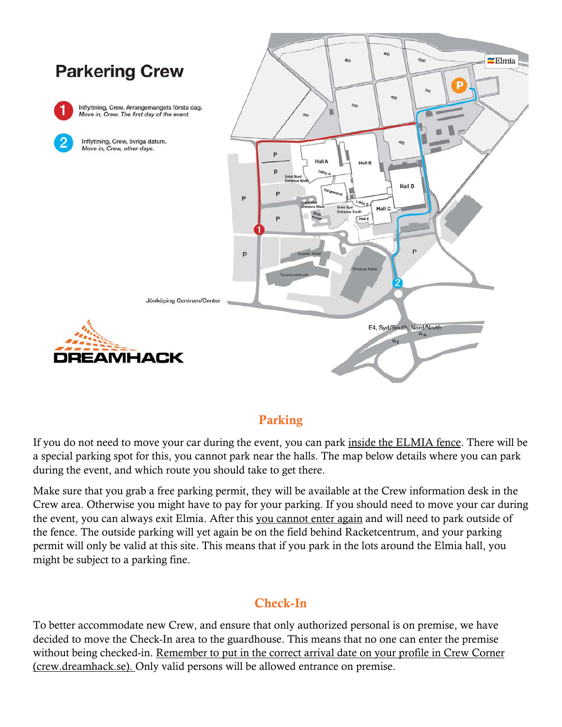# Parkering Crew

1. Inflyttning, Crew. Arrangemangets första dag.
   *Move in, Crew. The first day of the event.*

2. Inflyttning, Crew, övriga datum.
   *Move in, Crew, other days.*

## Parking

If you do not need to move your car during the event, you can park inside the ELMIA fence. There will be a special parking spot for this, you cannot park near the halls. The map below details where you can park during the event, and which route you should take to get there.

Make sure that you grab a free parking permit, they will be available at the Crew information desk in the Crew area. Otherwise you might have to pay for your parking. If you should need to move your car during the event, you can always exit Elmia. After this you cannot enter again and will need to park outside of the fence. The outside parking will yet again be on the field behind Racketcentrum, and your parking permit will only be valid at this site. This means that if you park in the lots around the Elmia hall, you might be subject to a parking fine.

## Check-In

To better accommodate new Crew, and ensure that only authorized personal is on premise, we have decided to move the Check-In area to the guardhouse. This means that no one can enter the premise without being checked-in. Remember to put in the correct arrival date on your profile in Crew Corner (crew.dreamhack.se). Only valid persons will be allowed entrance on premise.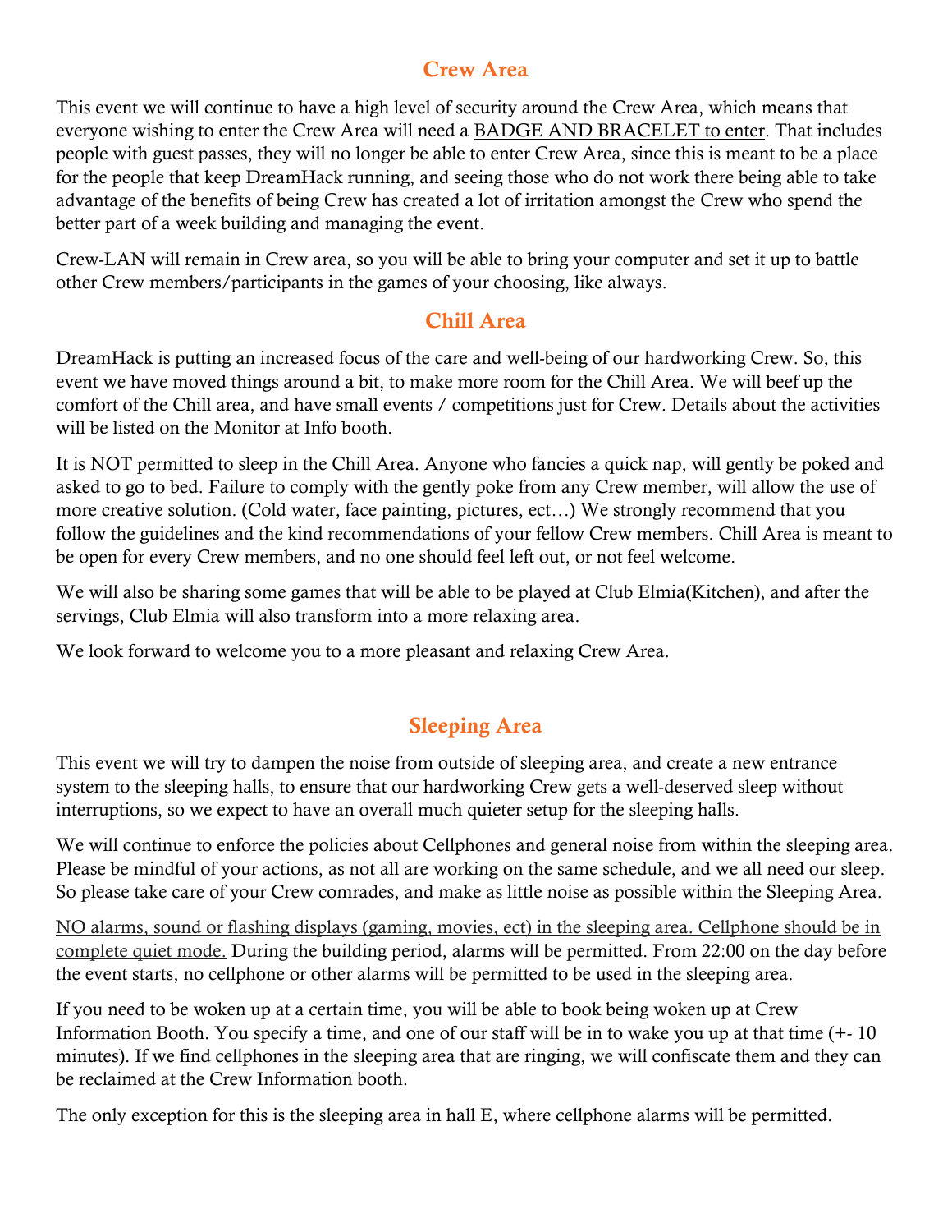## Crew Area

This event we will continue to have a high level of security around the Crew Area, which means that everyone wishing to enter the Crew Area will need a BADGE AND BRACELET to enter. That includes people with guest passes, they will no longer be able to enter Crew Area, since this is meant to be a place for the people that keep DreamHack running, and seeing those who do not work there being able to take advantage of the benefits of being Crew has created a lot of irritation amongst the Crew who spend the better part of a week building and managing the event.

Crew-LAN will remain in Crew area, so you will be able to bring your computer and set it up to battle other Crew members/participants in the games of your choosing, like always.

## Chill Area

DreamHack is putting an increased focus of the care and well-being of our hardworking Crew. So, this event we have moved things around a bit, to make more room for the Chill Area. We will beef up the comfort of the Chill area, and have small events / competitions just for Crew. Details about the activities will be listed on the Monitor at Info booth.

It is NOT permitted to sleep in the Chill Area. Anyone who fancies a quick nap, will gently be poked and asked to go to bed. Failure to comply with the gently poke from any Crew member, will allow the use of more creative solution. (Cold water, face painting, pictures, ect…) We strongly recommend that you follow the guidelines and the kind recommendations of your fellow Crew members. Chill Area is meant to be open for every Crew members, and no one should feel left out, or not feel welcome.

We will also be sharing some games that will be able to be played at Club Elmia(Kitchen), and after the servings, Club Elmia will also transform into a more relaxing area.

We look forward to welcome you to a more pleasant and relaxing Crew Area.

## Sleeping Area

This event we will try to dampen the noise from outside of sleeping area, and create a new entrance system to the sleeping halls, to ensure that our hardworking Crew gets a well-deserved sleep without interruptions, so we expect to have an overall much quieter setup for the sleeping halls.

We will continue to enforce the policies about Cellphones and general noise from within the sleeping area. Please be mindful of your actions, as not all are working on the same schedule, and we all need our sleep. So please take care of your Crew comrades, and make as little noise as possible within the Sleeping Area.

NO alarms, sound or flashing displays (gaming, movies, ect) in the sleeping area. Cellphone should be in complete quiet mode. During the building period, alarms will be permitted. From 22:00 on the day before the event starts, no cellphone or other alarms will be permitted to be used in the sleeping area.

If you need to be woken up at a certain time, you will be able to book being woken up at Crew Information Booth. You specify a time, and one of our staff will be in to wake you up at that time (+- 10 minutes). If we find cellphones in the sleeping area that are ringing, we will confiscate them and they can be reclaimed at the Crew Information booth.

The only exception for this is the sleeping area in hall E, where cellphone alarms will be permitted.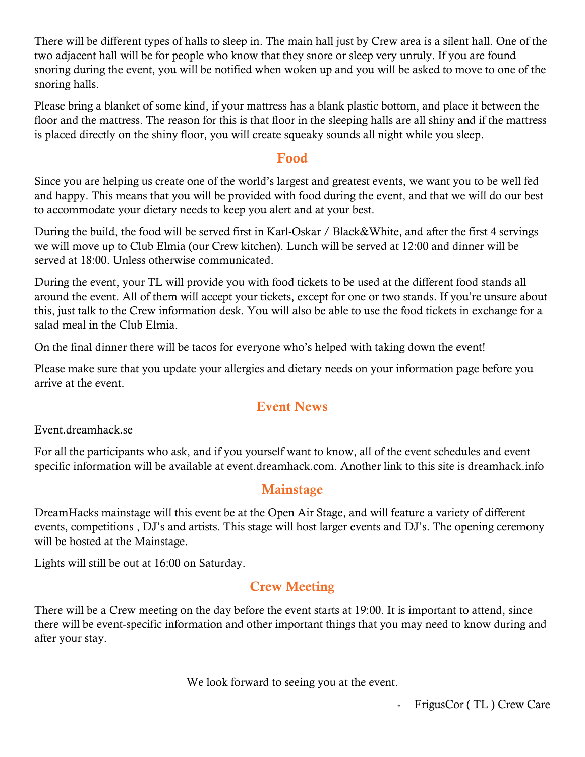There will be different types of halls to sleep in. The main hall just by Crew area is a silent hall. One of the two adjacent hall will be for people who know that they snore or sleep very unruly. If you are found snoring during the event, you will be notified when woken up and you will be asked to move to one of the snoring halls.

Please bring a blanket of some kind, if your mattress has a blank plastic bottom, and place it between the floor and the mattress. The reason for this is that floor in the sleeping halls are all shiny and if the mattress is placed directly on the shiny floor, you will create squeaky sounds all night while you sleep.

## Food

Since you are helping us create one of the world's largest and greatest events, we want you to be well fed and happy. This means that you will be provided with food during the event, and that we will do our best to accommodate your dietary needs to keep you alert and at your best.

During the build, the food will be served first in Karl-Oskar / Black&White, and after the first 4 servings we will move up to Club Elmia (our Crew kitchen). Lunch will be served at 12:00 and dinner will be served at 18:00. Unless otherwise communicated.

During the event, your TL will provide you with food tickets to be used at the different food stands all around the event. All of them will accept your tickets, except for one or two stands. If you're unsure about this, just talk to the Crew information desk. You will also be able to use the food tickets in exchange for a salad meal in the Club Elmia.

<u>On the final dinner there will be tacos for everyone who's helped with taking down the event!</u>

Please make sure that you update your allergies and dietary needs on your information page before you arrive at the event.

## Event News

Event.dreamhack.se

For all the participants who ask, and if you yourself want to know, all of the event schedules and event specific information will be available at event.dreamhack.com. Another link to this site is dreamhack.info

## Mainstage

DreamHacks mainstage will this event be at the Open Air Stage, and will feature a variety of different events, competitions , DJ's and artists. This stage will host larger events and DJ's. The opening ceremony will be hosted at the Mainstage.

Lights will still be out at 16:00 on Saturday.

## Crew Meeting

There will be a Crew meeting on the day before the event starts at 19:00. It is important to attend, since there will be event-specific information and other important things that you may need to know during and after your stay.

We look forward to seeing you at the event.

- FrigusCor ( TL ) Crew Care